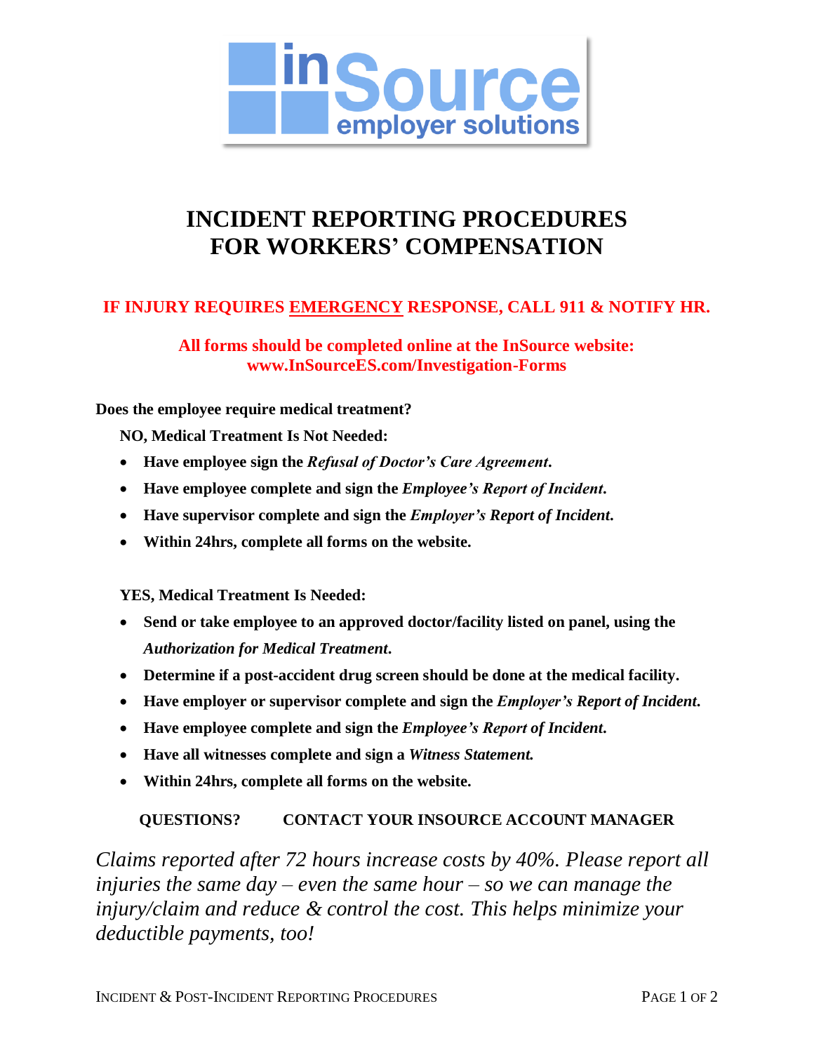# INCIDENT REPORTING PROCEDURES FOR WORKERS' COMPENSATION

**IF INJURY REQUIRES EMERGENCY RESPONSE, CALL 911 & NOTIFY HR.**

**All forms should be completed online at the InSource website: www.InSourceES.com/Investigation-Forms**

**Does the employee require medical treatment?**

**NO, Medical Treatment Is Not Needed:**

- **Have employee sign the *Refusal of Doctor's Care Agreement*.**
- **Have employee complete and sign the *Employee's Report of Incident*.**
- **Have supervisor complete and sign the *Employer's Report of Incident*.**
- **Within 24hrs, complete all forms on the website.**

**YES, Medical Treatment Is Needed:**

- **Send or take employee to an approved doctor/facility listed on panel, using the *Authorization for Medical Treatment*.**
- **Determine if a post-accident drug screen should be done at the medical facility.**
- **Have employer or supervisor complete and sign the *Employer's Report of Incident*.**
- **Have employee complete and sign the *Employee's Report of Incident*.**
- **Have all witnesses complete and sign a *Witness Statement*.**
- **Within 24hrs, complete all forms on the website.**

**QUESTIONS? CONTACT YOUR INSOURCE ACCOUNT MANAGER**

*Claims reported after 72 hours increase costs by 40%. Please report all injuries the same day – even the same hour – so we can manage the injury/claim and reduce & control the cost. This helps minimize your deductible payments, too!*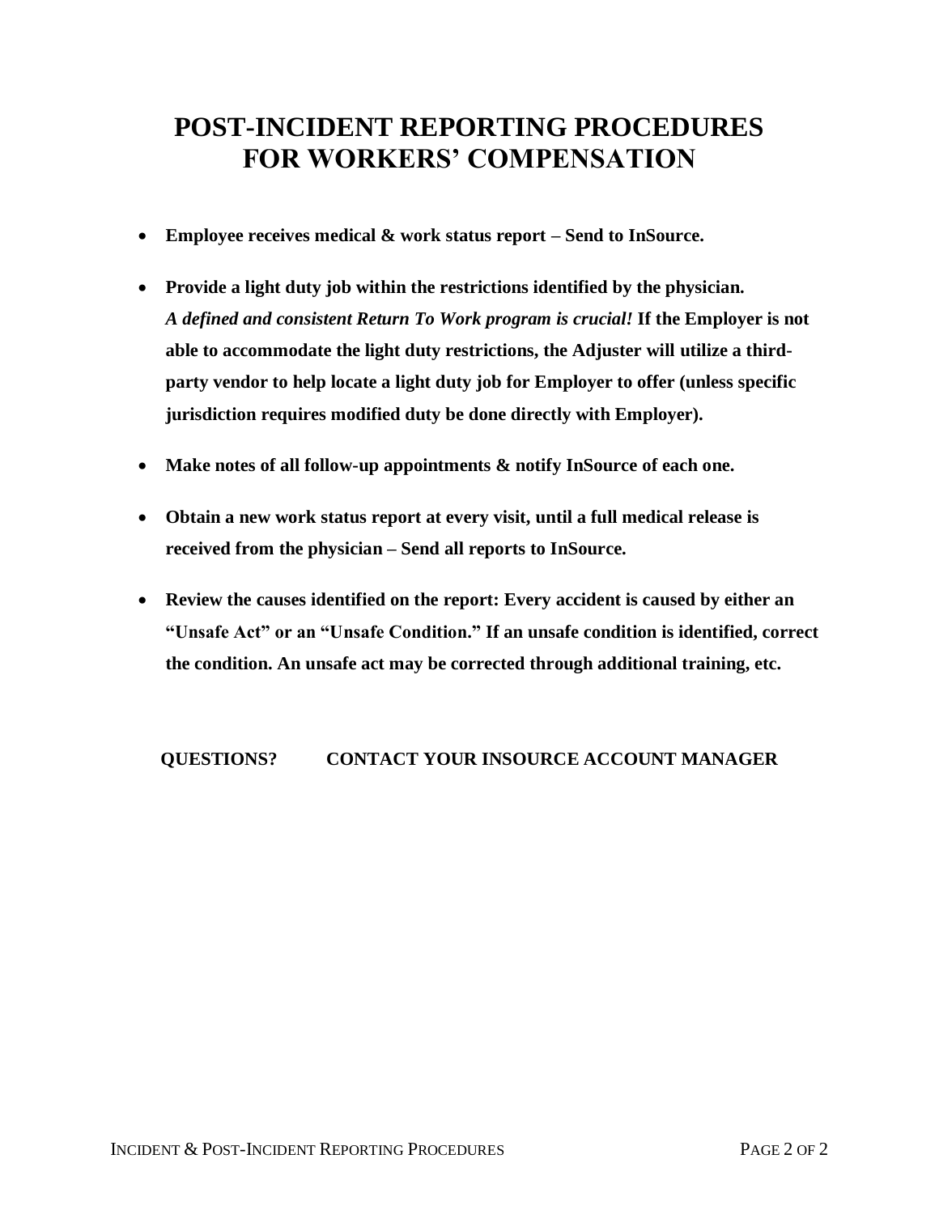# POST-INCIDENT REPORTING PROCEDURES FOR WORKERS' COMPENSATION

- **Employee receives medical & work status report – Send to InSource.**

- **Provide a light duty job within the restrictions identified by the physician.** ***A defined and consistent Return To Work program is crucial!*** **If the Employer is not able to accommodate the light duty restrictions, the Adjuster will utilize a third-party vendor to help locate a light duty job for Employer to offer (unless specific jurisdiction requires modified duty be done directly with Employer).**

- **Make notes of all follow-up appointments & notify InSource of each one.**

- **Obtain a new work status report at every visit, until a full medical release is received from the physician – Send all reports to InSource.**

- **Review the causes identified on the report: Every accident is caused by either an "Unsafe Act" or an "Unsafe Condition." If an unsafe condition is identified, correct the condition. An unsafe act may be corrected through additional training, etc.**

**QUESTIONS? CONTACT YOUR INSOURCE ACCOUNT MANAGER**